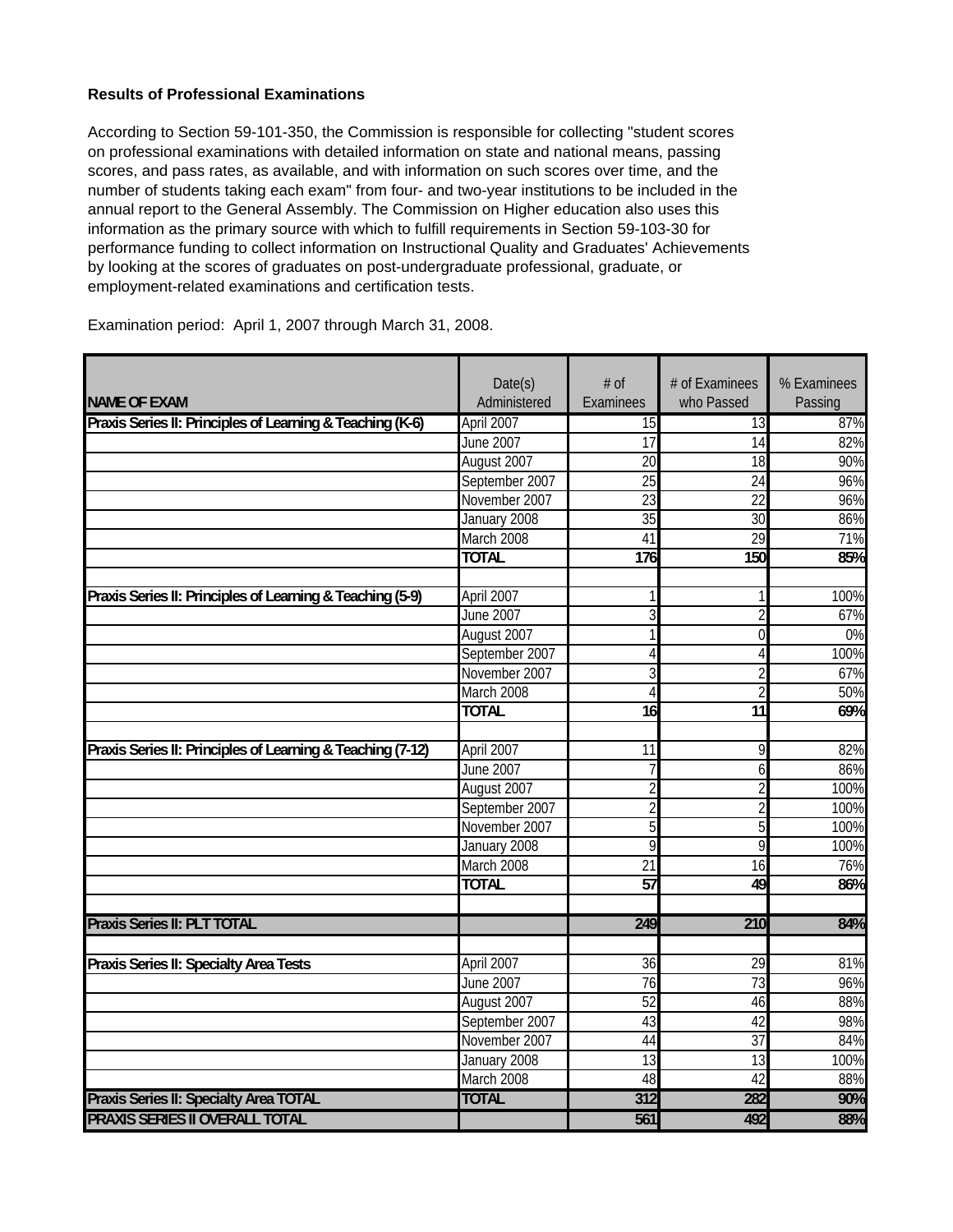**Results of Professional Examinations**

According to Section 59-101-350, the Commission is responsible for collecting "student scores on professional examinations with detailed information on state and national means, passing scores, and pass rates, as available, and with information on such scores over time, and the number of students taking each exam" from four- and two-year institutions to be included in the annual report to the General Assembly. The Commission on Higher education also uses this information as the primary source with which to fulfill requirements in Section 59-103-30 for performance funding to collect information on Instructional Quality and Graduates' Achievements by looking at the scores of graduates on post-undergraduate professional, graduate, or employment-related examinations and certification tests.

Examination period: April 1, 2007 through March 31, 2008.

| NAME OF EXAM | Date(s) Administered | # of Examinees | # of Examinees who Passed | % Examinees Passing |
|---|---|---|---|---|
| **Praxis Series II: Principles of Learning & Teaching (K-6)** | April 2007 | 15 | 13 | 87% |
| | June 2007 | 17 | 14 | 82% |
| | August 2007 | 20 | 18 | 90% |
| | September 2007 | 25 | 24 | 96% |
| | November 2007 | 23 | 22 | 96% |
| | January 2008 | 35 | 30 | 86% |
| | March 2008 | 41 | 29 | 71% |
| | **TOTAL** | **176** | **150** | **85%** |
| | | | | |
| **Praxis Series II: Principles of Learning & Teaching (5-9)** | April 2007 | 1 | 1 | 100% |
| | June 2007 | 3 | 2 | 67% |
| | August 2007 | 1 | 0 | 0% |
| | September 2007 | 4 | 4 | 100% |
| | November 2007 | 3 | 2 | 67% |
| | March 2008 | 4 | 2 | 50% |
| | **TOTAL** | **16** | **11** | **69%** |
| | | | | |
| **Praxis Series II: Principles of Learning & Teaching (7-12)** | April 2007 | 11 | 9 | 82% |
| | June 2007 | 7 | 6 | 86% |
| | August 2007 | 2 | 2 | 100% |
| | September 2007 | 2 | 2 | 100% |
| | November 2007 | 5 | 5 | 100% |
| | January 2008 | 9 | 9 | 100% |
| | March 2008 | 21 | 16 | 76% |
| | **TOTAL** | **57** | **49** | **86%** |
| | | | | |
| **Praxis Series II: PLT TOTAL** | | **249** | **210** | **84%** |
| | | | | |
| **Praxis Series II: Specialty Area Tests** | April 2007 | 36 | 29 | 81% |
| | June 2007 | 76 | 73 | 96% |
| | August 2007 | 52 | 46 | 88% |
| | September 2007 | 43 | 42 | 98% |
| | November 2007 | 44 | 37 | 84% |
| | January 2008 | 13 | 13 | 100% |
| | March 2008 | 48 | 42 | 88% |
| **Praxis Series II: Specialty Area TOTAL** | **TOTAL** | **312** | **282** | **90%** |
| **PRAXIS SERIES II OVERALL TOTAL** | | **561** | **492** | **88%** |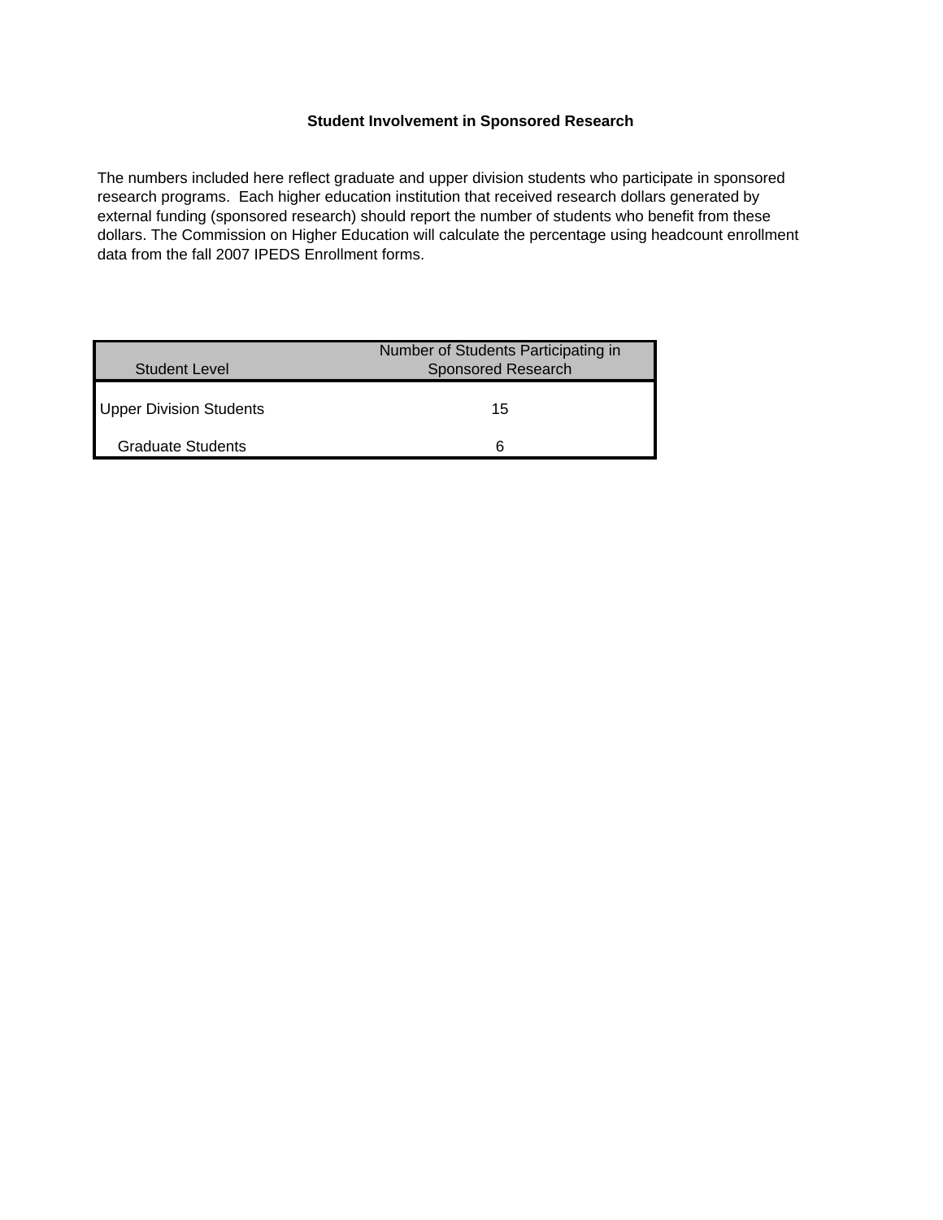## Student Involvement in Sponsored Research

The numbers included here reflect graduate and upper division students who participate in sponsored research programs. Each higher education institution that received research dollars generated by external funding (sponsored research) should report the number of students who benefit from these dollars. The Commission on Higher Education will calculate the percentage using headcount enrollment data from the fall 2007 IPEDS Enrollment forms.

| Student Level | Number of Students Participating in Sponsored Research |
|---|---|
| Upper Division Students | 15 |
| Graduate Students | 6 |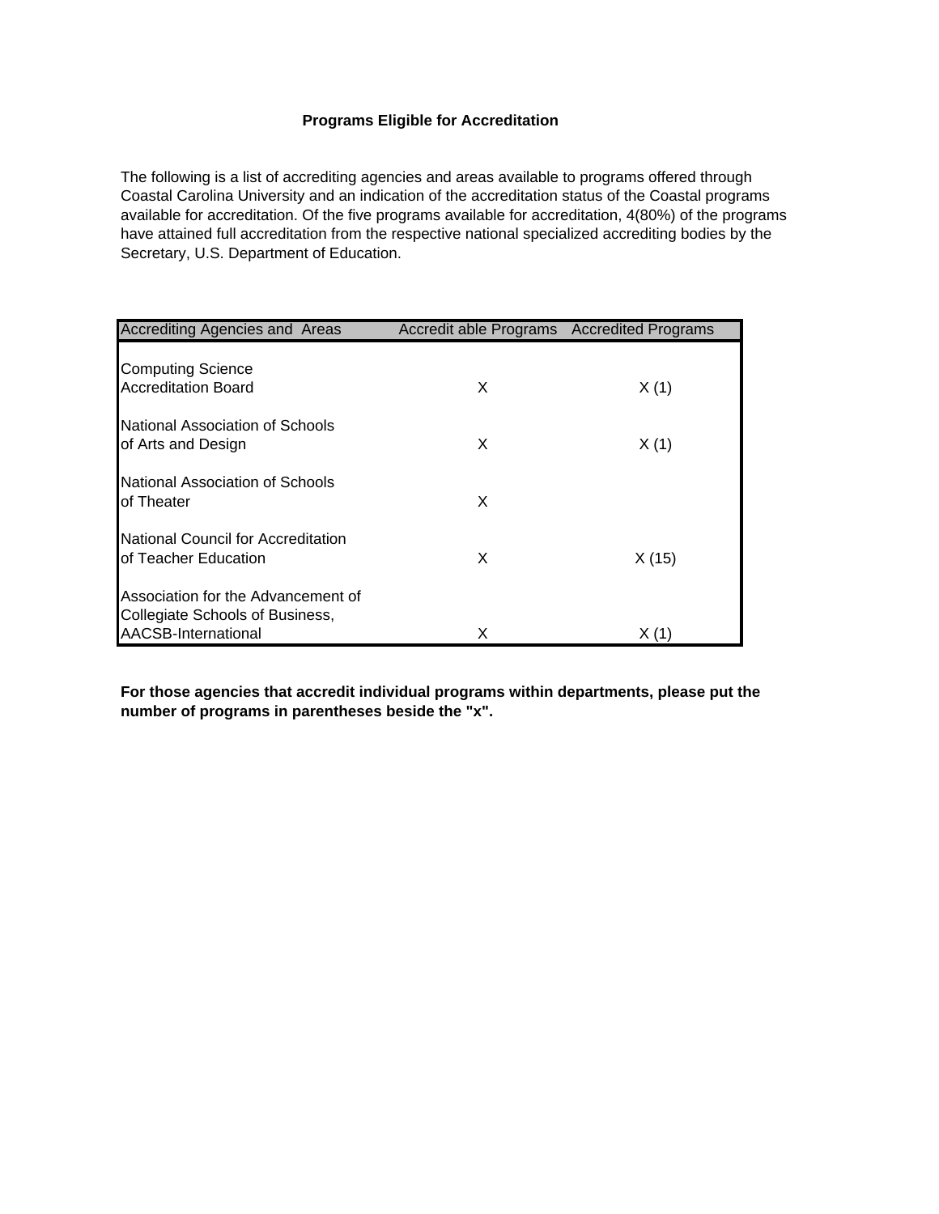**Programs Eligible for Accreditation**

The following is a list of accrediting agencies and areas available to programs offered through Coastal Carolina University and an indication of the accreditation status of the Coastal programs available for accreditation. Of the five programs available for accreditation, 4(80%) of the programs have attained full accreditation from the respective national specialized accrediting bodies by the Secretary, U.S. Department of Education.

| Accrediting Agencies and Areas | Accredit able Programs | Accredited Programs |
|---|---|---|
| Computing Science Accreditation Board | X | X (1) |
| National Association of Schools of Arts and Design | X | X (1) |
| National Association of Schools of Theater | X | |
| National Council for Accreditation of Teacher Education | X | X (15) |
| Association for the Advancement of Collegiate Schools of Business, AACSB-International | X | X (1) |

**For those agencies that accredit individual programs within departments, please put the number of programs in parentheses beside the "x".**